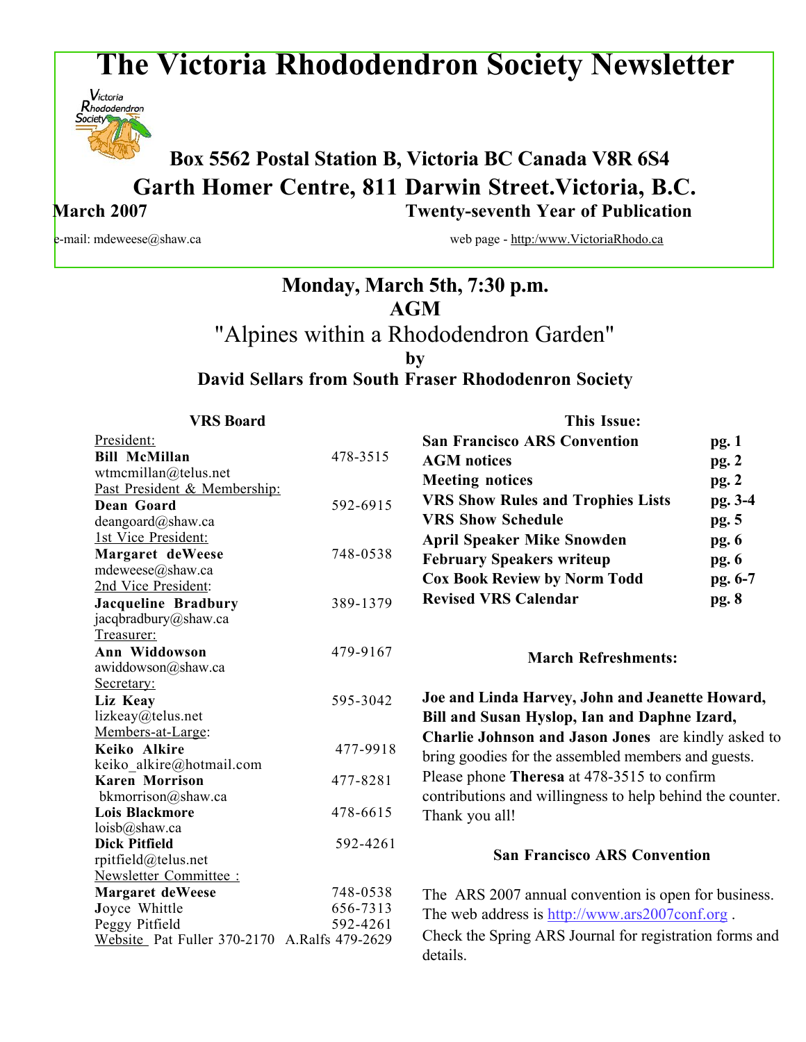# The Victoria Rhododendron Society Newsletter

**Box 5562 Postal Station B, Victoria BC Canada V8R 6S4**

**Garth Homer Centre, 811 Darwin Street.Victoria, B.C.**

**March 2007** **Twenty-seventh Year of Publication**

e-mail: mdeweese@shaw.ca web page - http:/www.VictoriaRhodo.ca

## Monday, March 5th, 7:30 p.m.

## AGM

## "Alpines within a Rhododendron Garden"

**by**

**David Sellars from South Fraser Rhododenron Society**

### VRS Board

President:
**Bill McMillan** 478-3515
wtmcmillan@telus.net

Past President & Membership:
**Dean Goard** 592-6915
deangoard@shaw.ca

1st Vice President:
**Margaret deWeese** 748-0538
mdeweese@shaw.ca

2nd Vice President:
**Jacqueline Bradbury** 389-1379
jacqbradbury@shaw.ca

Treasurer:
**Ann Widdowson** 479-9167
awiddowson@shaw.ca

Secretary:
**Liz Keay** 595-3042
lizkeay@telus.net

Members-at-Large:
**Keiko Alkire** 477-9918
keiko_alkire@hotmail.com
**Karen Morrison** 477-8281
bkmorrison@shaw.ca
**Lois Blackmore** 478-6615
loisb@shaw.ca
**Dick Pitfield** 592-4261
rpitfield@telus.net

Newsletter Committee :
**Margaret deWeese** 748-0538
**J**oyce Whittle 656-7313
Peggy Pitfield 592-4261

Website Pat Fuller 370-2170 A.Ralfs 479-2629

### This Issue:

| | |
|---|---|
| **San Francisco ARS Convention** | **pg. 1** |
| **AGM notices** | **pg. 2** |
| **Meeting notices** | **pg. 2** |
| **VRS Show Rules and Trophies Lists** | **pg. 3-4** |
| **VRS Show Schedule** | **pg. 5** |
| **April Speaker Mike Snowden** | **pg. 6** |
| **February Speakers writeup** | **pg. 6** |
| **Cox Book Review by Norm Todd** | **pg. 6-7** |
| **Revised VRS Calendar** | **pg. 8** |

### March Refreshments:

**Joe and Linda Harvey, John and Jeanette Howard, Bill and Susan Hyslop, Ian and Daphne Izard, Charlie Johnson and Jason Jones** are kindly asked to bring goodies for the assembled members and guests. Please phone **Theresa** at 478-3515 to confirm contributions and willingness to help behind the counter. Thank you all!

### San Francisco ARS Convention

The ARS 2007 annual convention is open for business. The web address is http://www.ars2007conf.org . Check the Spring ARS Journal for registration forms and details.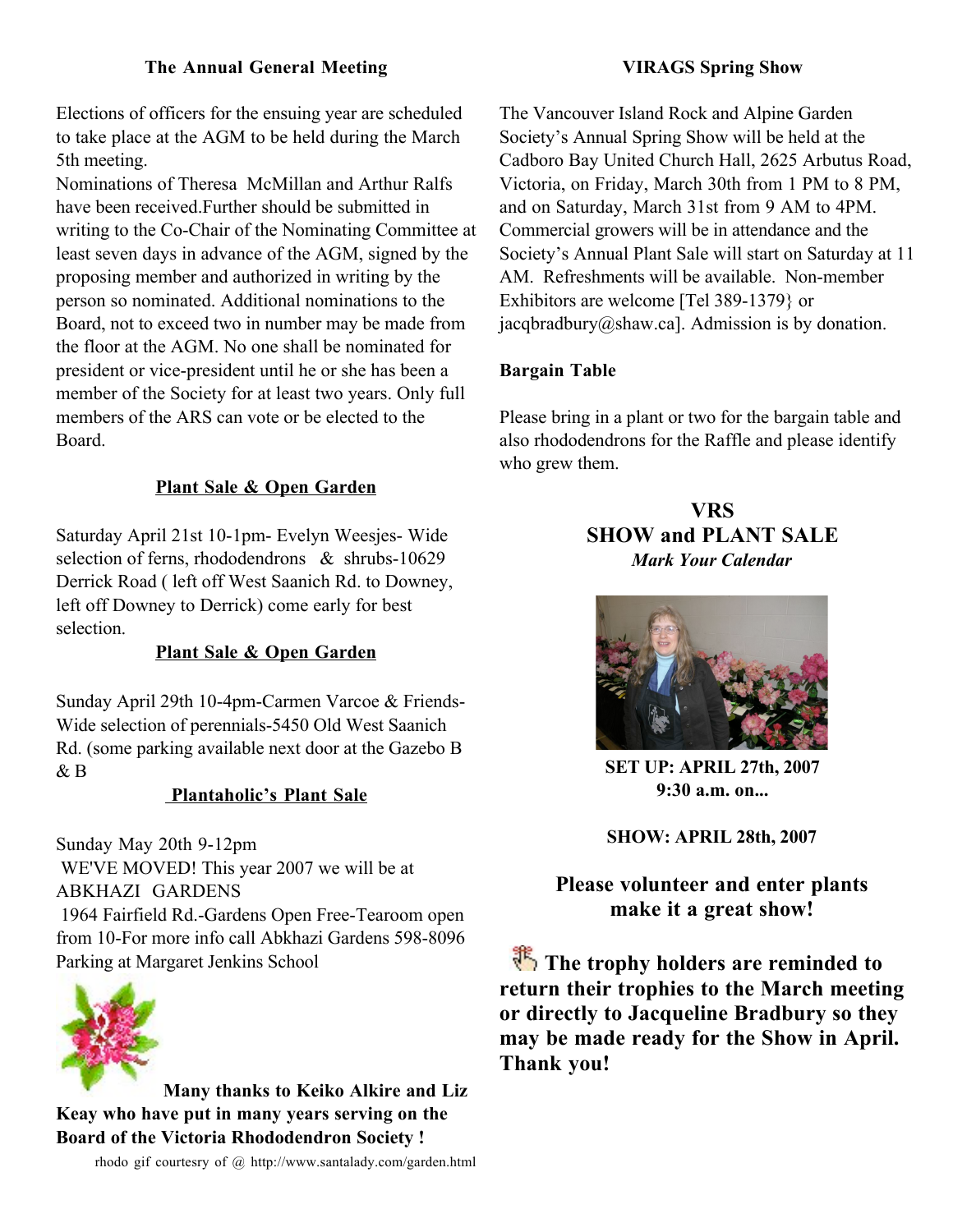### The Annual General Meeting

Elections of officers for the ensuing year are scheduled to take place at the AGM to be held during the March 5th meeting.

Nominations of Theresa McMillan and Arthur Ralfs have been received.Further should be submitted in writing to the Co-Chair of the Nominating Committee at least seven days in advance of the AGM, signed by the proposing member and authorized in writing by the person so nominated. Additional nominations to the Board, not to exceed two in number may be made from the floor at the AGM. No one shall be nominated for president or vice-president until he or she has been a member of the Society for at least two years. Only full members of the ARS can vote or be elected to the Board.

### Plant Sale & Open Garden

Saturday April 21st 10-1pm- Evelyn Weesjes- Wide selection of ferns, rhododendrons & shrubs-10629 Derrick Road ( left off West Saanich Rd. to Downey, left off Downey to Derrick) come early for best selection.

### Plant Sale & Open Garden

Sunday April 29th 10-4pm-Carmen Varcoe & Friends- Wide selection of perennials-5450 Old West Saanich Rd. (some parking available next door at the Gazebo B & B

### Plantaholic's Plant Sale

Sunday May 20th 9-12pm

WE'VE MOVED! This year 2007 we will be at ABKHAZI GARDENS

1964 Fairfield Rd.-Gardens Open Free-Tearoom open from 10-For more info call Abkhazi Gardens 598-8096 Parking at Margaret Jenkins School

**Many thanks to Keiko Alkire and Liz Keay who have put in many years serving on the Board of the Victoria Rhododendron Society !**

rhodo gif courtesy of @ http://www.santalady.com/garden.html

### VIRAGS Spring Show

The Vancouver Island Rock and Alpine Garden Society's Annual Spring Show will be held at the Cadboro Bay United Church Hall, 2625 Arbutus Road, Victoria, on Friday, March 30th from 1 PM to 8 PM, and on Saturday, March 31st from 9 AM to 4PM. Commercial growers will be in attendance and the Society's Annual Plant Sale will start on Saturday at 11 AM. Refreshments will be available. Non-member Exhibitors are welcome [Tel 389-1379} or jacqbradbury@shaw.ca]. Admission is by donation.

### Bargain Table

Please bring in a plant or two for the bargain table and also rhododendrons for the Raffle and please identify who grew them.

## VRS SHOW and PLANT SALE

*Mark Your Calendar*

**SET UP: APRIL 27th, 2007 9:30 a.m. on...**

**SHOW: APRIL 28th, 2007**

**Please volunteer and enter plants make it a great show!**

**The trophy holders are reminded to return their trophies to the March meeting or directly to Jacqueline Bradbury so they may be made ready for the Show in April. Thank you!**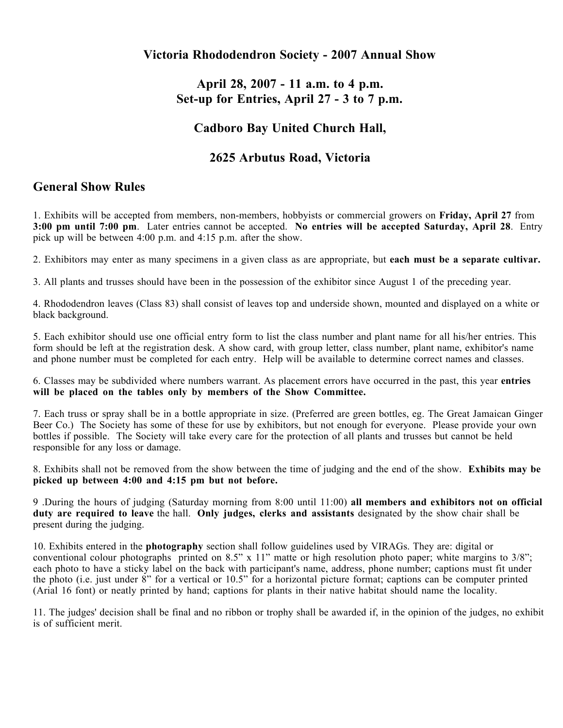# Victoria Rhododendron Society - 2007 Annual Show

## April 28, 2007 - 11 a.m. to 4 p.m.
## Set-up for Entries, April 27 - 3 to 7 p.m.

## Cadboro Bay United Church Hall,

## 2625 Arbutus Road, Victoria

## General Show Rules

1. Exhibits will be accepted from members, non-members, hobbyists or commercial growers on **Friday, April 27** from **3:00 pm until 7:00 pm**. Later entries cannot be accepted. **No entries will be accepted Saturday, April 28**. Entry pick up will be between 4:00 p.m. and 4:15 p.m. after the show.

2. Exhibitors may enter as many specimens in a given class as are appropriate, but **each must be a separate cultivar.**

3. All plants and trusses should have been in the possession of the exhibitor since August 1 of the preceding year.

4. Rhododendron leaves (Class 83) shall consist of leaves top and underside shown, mounted and displayed on a white or black background.

5. Each exhibitor should use one official entry form to list the class number and plant name for all his/her entries. This form should be left at the registration desk. A show card, with group letter, class number, plant name, exhibitor's name and phone number must be completed for each entry. Help will be available to determine correct names and classes.

6. Classes may be subdivided where numbers warrant. As placement errors have occurred in the past, this year **entries will be placed on the tables only by members of the Show Committee.**

7. Each truss or spray shall be in a bottle appropriate in size. (Preferred are green bottles, eg. The Great Jamaican Ginger Beer Co.) The Society has some of these for use by exhibitors, but not enough for everyone. Please provide your own bottles if possible. The Society will take every care for the protection of all plants and trusses but cannot be held responsible for any loss or damage.

8. Exhibits shall not be removed from the show between the time of judging and the end of the show. **Exhibits may be picked up between 4:00 and 4:15 pm but not before.**

9 .During the hours of judging (Saturday morning from 8:00 until 11:00) **all members and exhibitors not on official duty are required to leave** the hall. **Only judges, clerks and assistants** designated by the show chair shall be present during the judging.

10. Exhibits entered in the **photography** section shall follow guidelines used by VIRAGs. They are: digital or conventional colour photographs printed on 8.5” x 11” matte or high resolution photo paper; white margins to 3/8”; each photo to have a sticky label on the back with participant's name, address, phone number; captions must fit under the photo (i.e. just under 8” for a vertical or 10.5” for a horizontal picture format; captions can be computer printed (Arial 16 font) or neatly printed by hand; captions for plants in their native habitat should name the locality.

11. The judges' decision shall be final and no ribbon or trophy shall be awarded if, in the opinion of the judges, no exhibit is of sufficient merit.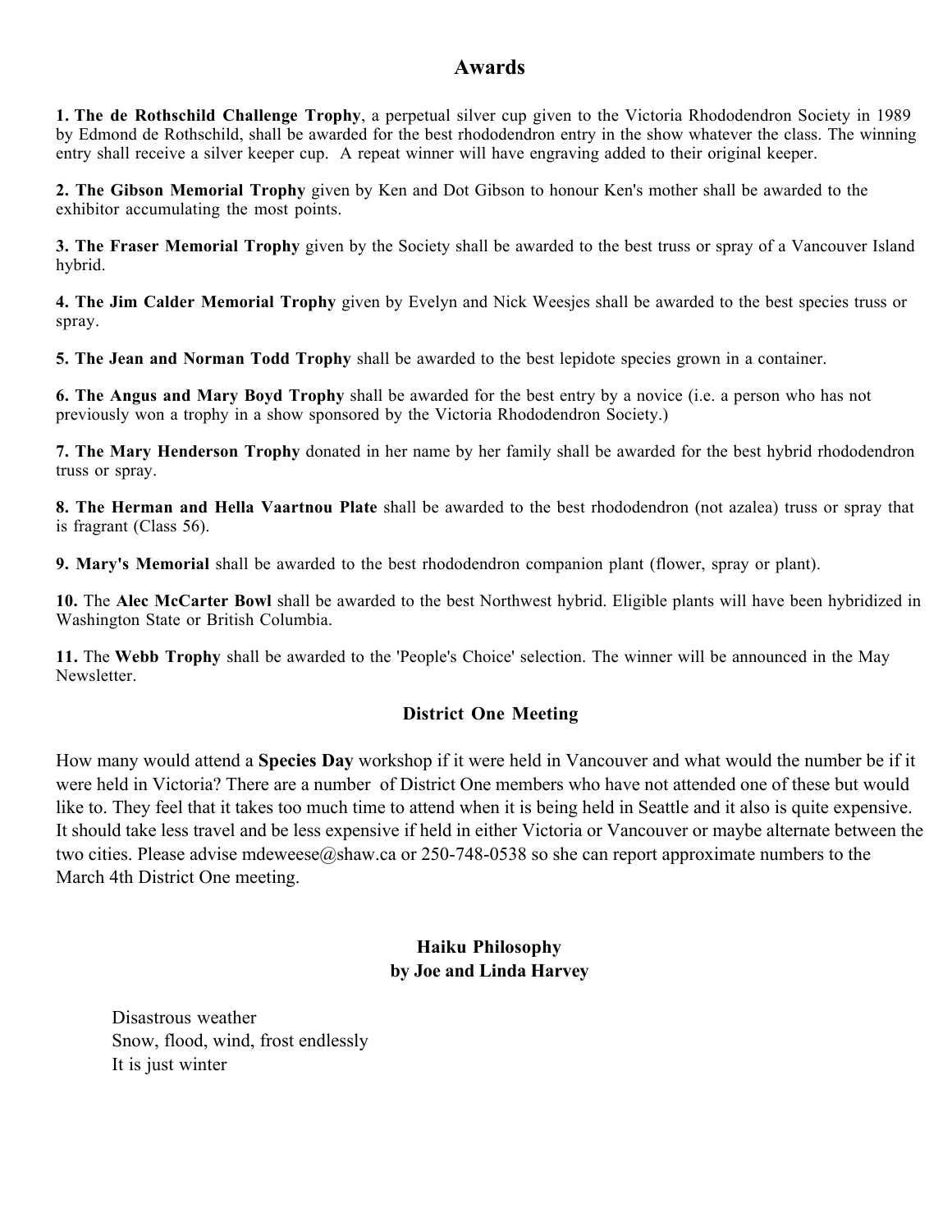## Awards

**1. The de Rothschild Challenge Trophy**, a perpetual silver cup given to the Victoria Rhododendron Society in 1989 by Edmond de Rothschild, shall be awarded for the best rhododendron entry in the show whatever the class. The winning entry shall receive a silver keeper cup. A repeat winner will have engraving added to their original keeper.

**2. The Gibson Memorial Trophy** given by Ken and Dot Gibson to honour Ken's mother shall be awarded to the exhibitor accumulating the most points.

**3. The Fraser Memorial Trophy** given by the Society shall be awarded to the best truss or spray of a Vancouver Island hybrid.

**4. The Jim Calder Memorial Trophy** given by Evelyn and Nick Weesjes shall be awarded to the best species truss or spray.

**5. The Jean and Norman Todd Trophy** shall be awarded to the best lepidote species grown in a container.

**6. The Angus and Mary Boyd Trophy** shall be awarded for the best entry by a novice (i.e. a person who has not previously won a trophy in a show sponsored by the Victoria Rhododendron Society.)

**7. The Mary Henderson Trophy** donated in her name by her family shall be awarded for the best hybrid rhododendron truss or spray.

**8. The Herman and Hella Vaartnou Plate** shall be awarded to the best rhododendron (not azalea) truss or spray that is fragrant (Class 56).

**9. Mary's Memorial** shall be awarded to the best rhododendron companion plant (flower, spray or plant).

**10.** The **Alec McCarter Bowl** shall be awarded to the best Northwest hybrid. Eligible plants will have been hybridized in Washington State or British Columbia.

**11.** The **Webb Trophy** shall be awarded to the 'People's Choice' selection. The winner will be announced in the May Newsletter.

### District One Meeting

How many would attend a **Species Day** workshop if it were held in Vancouver and what would the number be if it were held in Victoria? There are a number of District One members who have not attended one of these but would like to. They feel that it takes too much time to attend when it is being held in Seattle and it also is quite expensive. It should take less travel and be less expensive if held in either Victoria or Vancouver or maybe alternate between the two cities. Please advise mdeweese@shaw.ca or 250-748-0538 so she can report approximate numbers to the March 4th District One meeting.

### Haiku Philosophy
### by Joe and Linda Harvey

Disastrous weather
Snow, flood, wind, frost endlessly
It is just winter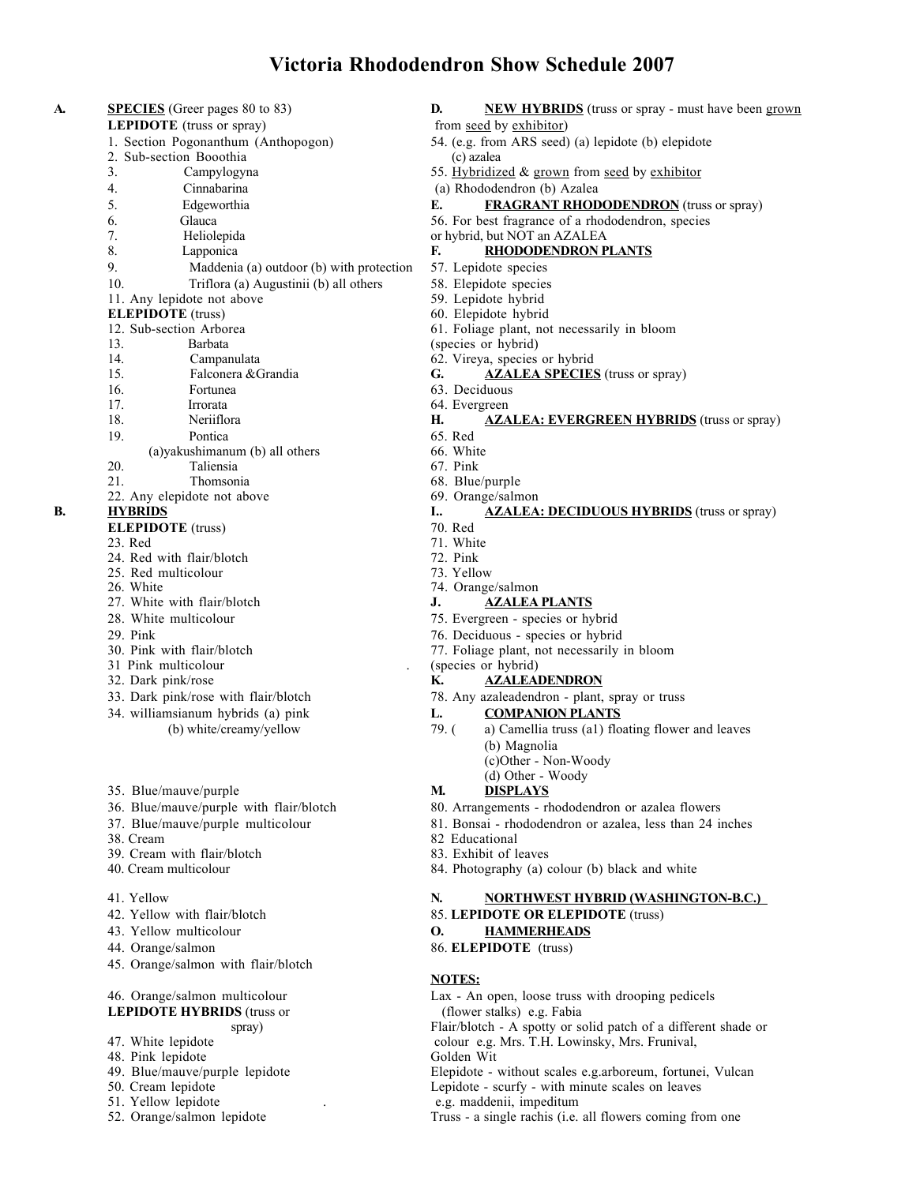# Victoria Rhododendron Show Schedule 2007

**A.** **SPECIES** (Greer pages 80 to 83)

**LEPIDOTE** (truss or spray)

1. Section Pogonanthum (Anthopogon)
2. Sub-section Booothia
3. Campylogyna
4. Cinnabarina
5. Edgeworthia
6. Glauca
7. Heliolepida
8. Lapponica
9. Maddenia (a) outdoor (b) with protection
10. Triflora (a) Augustinii (b) all others
11. Any lepidote not above

**ELEPIDOTE** (truss)

12. Sub-section Arborea
13. Barbata
14. Campanulata
15. Falconera &Grandia
16. Fortunea
17. Irrorata
18. Neriiflora
19. Pontica (a)yakushimanum (b) all others
20. Taliensia
21. Thomsonia
22. Any elepidote not above

**B.** **HYBRIDS**

**ELEPIDOTE** (truss)

23. Red
24. Red with flair/blotch
25. Red multicolour
26. White
27. White with flair/blotch
28. White multicolour
29. Pink
30. Pink with flair/blotch
31. Pink multicolour
32. Dark pink/rose
33. Dark pink/rose with flair/blotch
34. williamsianum hybrids (a) pink (b) white/creamy/yellow
35. Blue/mauve/purple
36. Blue/mauve/purple with flair/blotch
37. Blue/mauve/purple multicolour
38. Cream
39. Cream with flair/blotch
40. Cream multicolour
41. Yellow
42. Yellow with flair/blotch
43. Yellow multicolour
44. Orange/salmon
45. Orange/salmon with flair/blotch
46. Orange/salmon multicolour

**LEPIDOTE HYBRIDS** (truss or spray)

47. White lepidote
48. Pink lepidote
49. Blue/mauve/purple lepidote
50. Cream lepidote
51. Yellow lepidote
52. Orange/salmon lepidote

**D.** **NEW HYBRIDS** (truss or spray - must have been grown from seed by exhibitor)

54. (e.g. from ARS seed) (a) lepidote (b) elepidote (c) azalea
55. Hybridized & grown from seed by exhibitor (a) Rhododendron (b) Azalea

**E.** **FRAGRANT RHODODENDRON** (truss or spray)

56. For best fragrance of a rhododendron, species or hybrid, but NOT an AZALEA

**F.** **RHODODENDRON PLANTS**

57. Lepidote species
58. Elepidote species
59. Lepidote hybrid
60. Elepidote hybrid
61. Foliage plant, not necessarily in bloom (species or hybrid)
62. Vireya, species or hybrid

**G.** **AZALEA SPECIES** (truss or spray)

63. Deciduous
64. Evergreen

**H.** **AZALEA: EVERGREEN HYBRIDS** (truss or spray)

65. Red
66. White
67. Pink
68. Blue/purple
69. Orange/salmon

**I..** **AZALEA: DECIDUOUS HYBRIDS** (truss or spray)

70. Red
71. White
72. Pink
73. Yellow
74. Orange/salmon

**J.** **AZALEA PLANTS**

75. Evergreen - species or hybrid
76. Deciduous - species or hybrid
77. Foliage plant, not necessarily in bloom (species or hybrid)

**K.** **AZALEADENDRON**

78. Any azaleadendron - plant, spray or truss

**L.** **COMPANION PLANTS**

79. ( a) Camellia truss (a1) floating flower and leaves
    (b) Magnolia
    (c)Other - Non-Woody
    (d) Other - Woody

**M.** **DISPLAYS**

80. Arrangements - rhododendron or azalea flowers
81. Bonsai - rhododendron or azalea, less than 24 inches
82. Educational
83. Exhibit of leaves
84. Photography (a) colour (b) black and white

**N.** **NORTHWEST HYBRID (WASHINGTON-B.C.)**

85. **LEPIDOTE OR ELEPIDOTE** (truss)

**O.** **HAMMERHEADS**

86. **ELEPIDOTE** (truss)

**NOTES:**

Lax - An open, loose truss with drooping pedicels (flower stalks) e.g. Fabia

Flair/blotch - A spotty or solid patch of a different shade or colour e.g. Mrs. T.H. Lowinsky, Mrs. Frunival, Golden Wit

Elepidote - without scales e.g.arboreum, fortunei, Vulcan

Lepidote - scurfy - with minute scales on leaves e.g. maddenii, impeditum

Truss - a single rachis (i.e. all flowers coming from one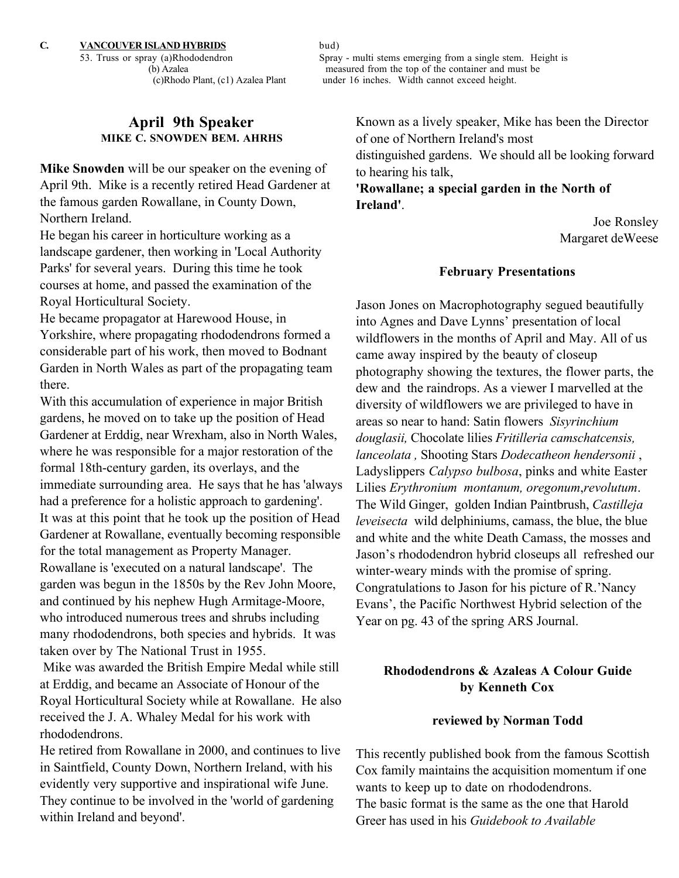**C. VANCOUVER ISLAND HYBRIDS**

53. Truss or spray (a)Rhododendron
(b) Azalea
(c)Rhodo Plant, (c1) Azalea Plant

bud)
Spray - multi stems emerging from a single stem. Height is measured from the top of the container and must be under 16 inches. Width cannot exceed height.

## April 9th Speaker
### MIKE C. SNOWDEN BEM. AHRHS

**Mike Snowden** will be our speaker on the evening of April 9th. Mike is a recently retired Head Gardener at the famous garden Rowallane, in County Down, Northern Ireland.

He began his career in horticulture working as a landscape gardener, then working in 'Local Authority Parks' for several years. During this time he took courses at home, and passed the examination of the Royal Horticultural Society.

He became propagator at Harewood House, in Yorkshire, where propagating rhododendrons formed a considerable part of his work, then moved to Bodnant Garden in North Wales as part of the propagating team there.

With this accumulation of experience in major British gardens, he moved on to take up the position of Head Gardener at Erddig, near Wrexham, also in North Wales, where he was responsible for a major restoration of the formal 18th-century garden, its overlays, and the immediate surrounding area. He says that he has 'always had a preference for a holistic approach to gardening'.

It was at this point that he took up the position of Head Gardener at Rowallane, eventually becoming responsible for the total management as Property Manager. Rowallane is 'executed on a natural landscape'. The garden was begun in the 1850s by the Rev John Moore, and continued by his nephew Hugh Armitage-Moore, who introduced numerous trees and shrubs including many rhododendrons, both species and hybrids. It was taken over by The National Trust in 1955.

Mike was awarded the British Empire Medal while still at Erddig, and became an Associate of Honour of the Royal Horticultural Society while at Rowallane. He also received the J. A. Whaley Medal for his work with rhododendrons.

He retired from Rowallane in 2000, and continues to live in Saintfield, County Down, Northern Ireland, with his evidently very supportive and inspirational wife June. They continue to be involved in the 'world of gardening within Ireland and beyond'.

Known as a lively speaker, Mike has been the Director of one of Northern Ireland's most distinguished gardens. We should all be looking forward to hearing his talk,

**'Rowallane; a special garden in the North of Ireland'**.

Joe Ronsley
Margaret deWeese

### February Presentations

Jason Jones on Macrophotography segued beautifully into Agnes and Dave Lynns' presentation of local wildflowers in the months of April and May. All of us came away inspired by the beauty of closeup photography showing the textures, the flower parts, the dew and the raindrops. As a viewer I marvelled at the diversity of wildflowers we are privileged to have in areas so near to hand: Satin flowers *Sisyrinchium douglasii,* Chocolate lilies *Fritilleria camschatcensis, lanceolata ,* Shooting Stars *Dodecatheon hendersonii* , Ladyslippers *Calypso bulbosa*, pinks and white Easter Lilies *Erythronium montanum, oregonum,revolutum*. The Wild Ginger, golden Indian Paintbrush, *Castilleja leveisecta* wild delphiniums, camass, the blue, the blue and white and the white Death Camass, the mosses and Jason's rhododendron hybrid closeups all refreshed our winter-weary minds with the promise of spring. Congratulations to Jason for his picture of R.'Nancy Evans', the Pacific Northwest Hybrid selection of the Year on pg. 43 of the spring ARS Journal.

### Rhododendrons & Azaleas A Colour Guide by Kenneth Cox

**reviewed by Norman Todd**

This recently published book from the famous Scottish Cox family maintains the acquisition momentum if one wants to keep up to date on rhododendrons.

The basic format is the same as the one that Harold Greer has used in his *Guidebook to Available*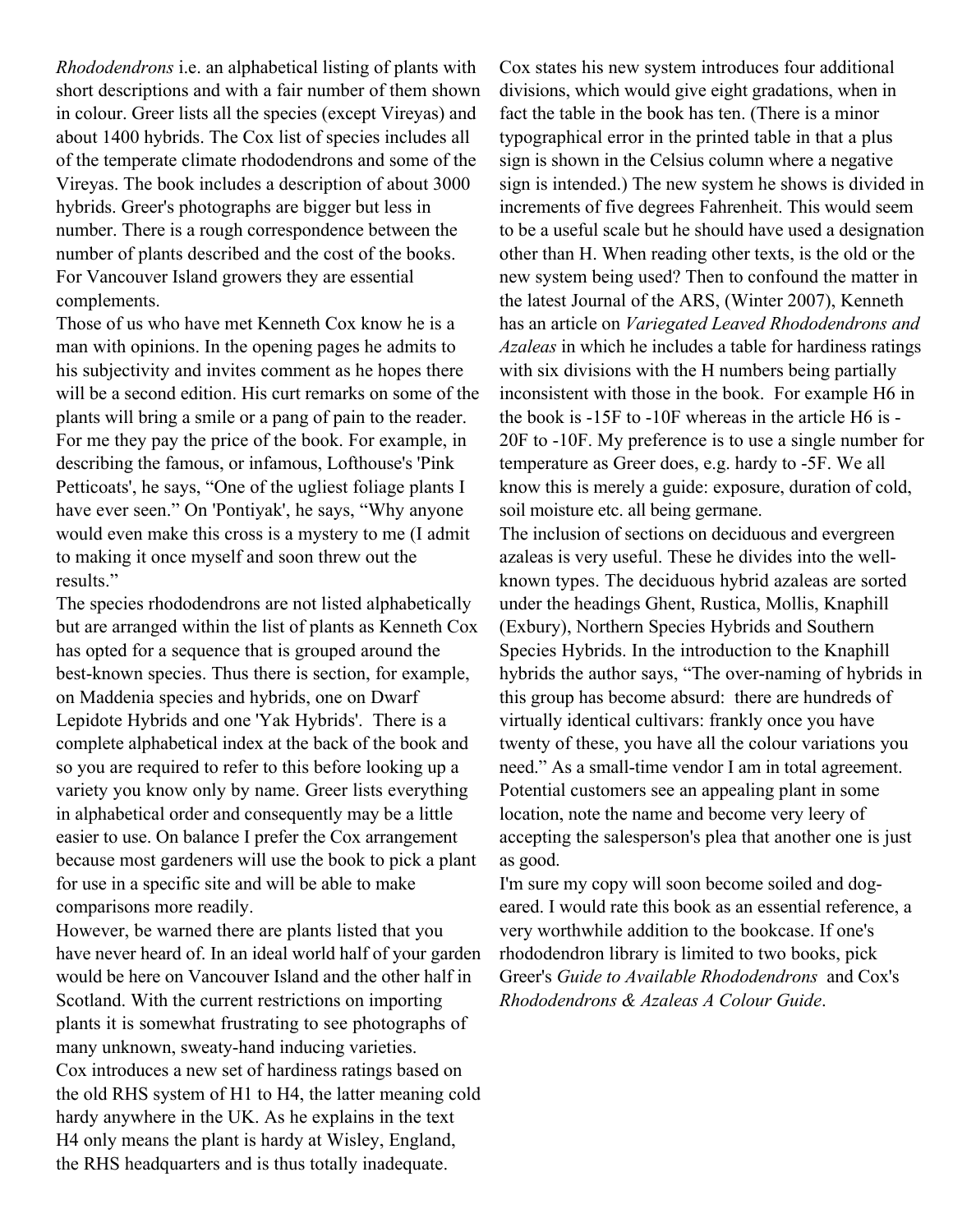*Rhododendrons* i.e. an alphabetical listing of plants with short descriptions and with a fair number of them shown in colour. Greer lists all the species (except Vireyas) and about 1400 hybrids. The Cox list of species includes all of the temperate climate rhododendrons and some of the Vireyas. The book includes a description of about 3000 hybrids. Greer's photographs are bigger but less in number. There is a rough correspondence between the number of plants described and the cost of the books. For Vancouver Island growers they are essential complements.

Those of us who have met Kenneth Cox know he is a man with opinions. In the opening pages he admits to his subjectivity and invites comment as he hopes there will be a second edition. His curt remarks on some of the plants will bring a smile or a pang of pain to the reader. For me they pay the price of the book. For example, in describing the famous, or infamous, Lofthouse's 'Pink Petticoats', he says, "One of the ugliest foliage plants I have ever seen." On 'Pontiyak', he says, "Why anyone would even make this cross is a mystery to me (I admit to making it once myself and soon threw out the results."

The species rhododendrons are not listed alphabetically but are arranged within the list of plants as Kenneth Cox has opted for a sequence that is grouped around the best-known species. Thus there is section, for example, on Maddenia species and hybrids, one on Dwarf Lepidote Hybrids and one 'Yak Hybrids'. There is a complete alphabetical index at the back of the book and so you are required to refer to this before looking up a variety you know only by name. Greer lists everything in alphabetical order and consequently may be a little easier to use. On balance I prefer the Cox arrangement because most gardeners will use the book to pick a plant for use in a specific site and will be able to make comparisons more readily.

However, be warned there are plants listed that you have never heard of. In an ideal world half of your garden would be here on Vancouver Island and the other half in Scotland. With the current restrictions on importing plants it is somewhat frustrating to see photographs of many unknown, sweaty-hand inducing varieties.

Cox introduces a new set of hardiness ratings based on the old RHS system of H1 to H4, the latter meaning cold hardy anywhere in the UK. As he explains in the text H4 only means the plant is hardy at Wisley, England, the RHS headquarters and is thus totally inadequate. Cox states his new system introduces four additional divisions, which would give eight gradations, when in fact the table in the book has ten. (There is a minor typographical error in the printed table in that a plus sign is shown in the Celsius column where a negative sign is intended.) The new system he shows is divided in increments of five degrees Fahrenheit. This would seem to be a useful scale but he should have used a designation other than H. When reading other texts, is the old or the new system being used? Then to confound the matter in the latest Journal of the ARS, (Winter 2007), Kenneth has an article on *Variegated Leaved Rhododendrons and Azaleas* in which he includes a table for hardiness ratings with six divisions with the H numbers being partially inconsistent with those in the book. For example H6 in the book is -15F to -10F whereas in the article H6 is -20F to -10F. My preference is to use a single number for temperature as Greer does, e.g. hardy to -5F. We all know this is merely a guide: exposure, duration of cold, soil moisture etc. all being germane.

The inclusion of sections on deciduous and evergreen azaleas is very useful. These he divides into the well-known types. The deciduous hybrid azaleas are sorted under the headings Ghent, Rustica, Mollis, Knaphill (Exbury), Northern Species Hybrids and Southern Species Hybrids. In the introduction to the Knaphill hybrids the author says, "The over-naming of hybrids in this group has become absurd: there are hundreds of virtually identical cultivars: frankly once you have twenty of these, you have all the colour variations you need." As a small-time vendor I am in total agreement. Potential customers see an appealing plant in some location, note the name and become very leery of accepting the salesperson's plea that another one is just as good.

I'm sure my copy will soon become soiled and dog-eared. I would rate this book as an essential reference, a very worthwhile addition to the bookcase. If one's rhododendron library is limited to two books, pick Greer's *Guide to Available Rhododendrons* and Cox's *Rhododendrons & Azaleas A Colour Guide*.